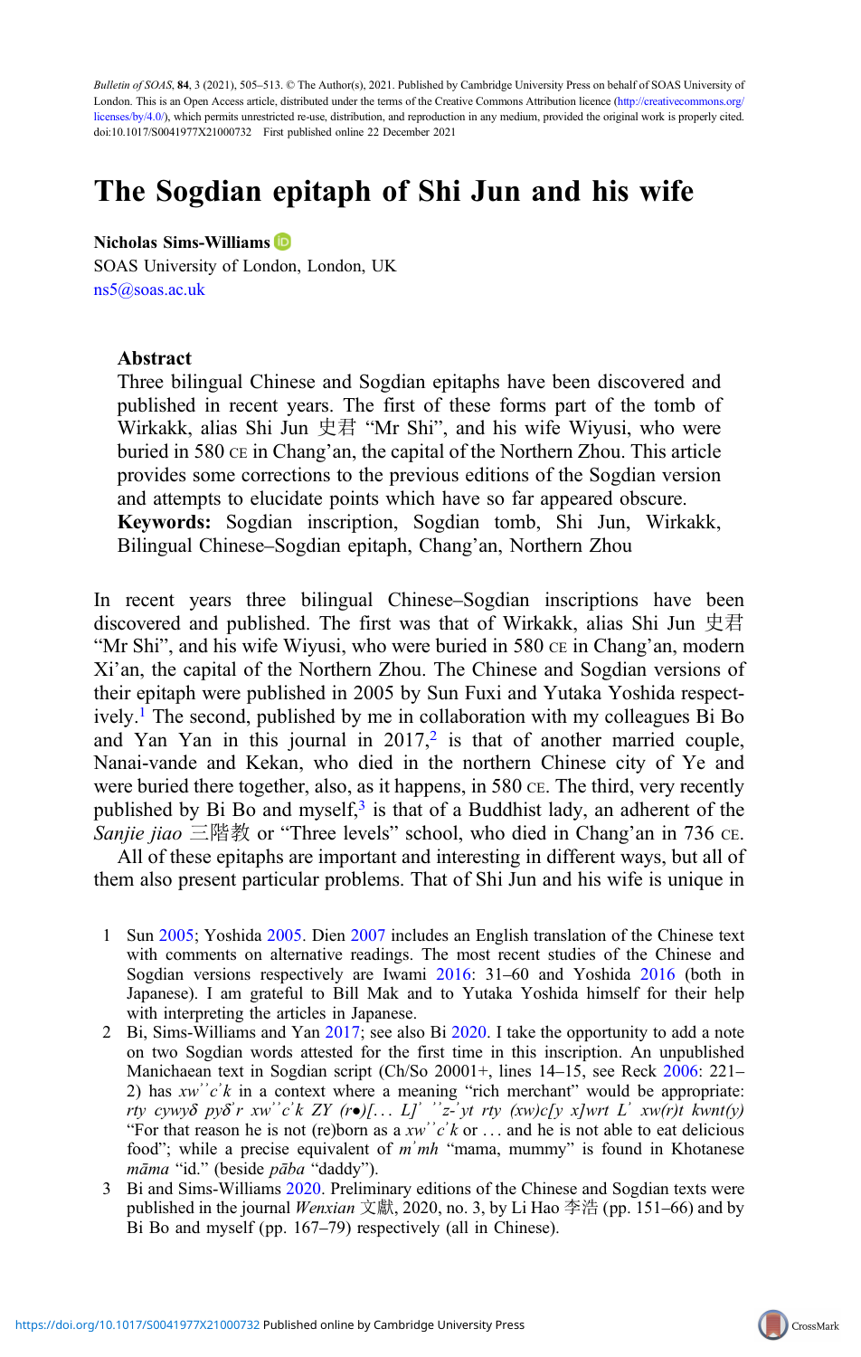# The Sogdian epitaph of Shi Jun and his wife

**Nicholas Sims-Williams**

SOAS University of London, London, UK

ns5@soas.ac.uk

## Abstract

Three bilingual Chinese and Sogdian epitaphs have been discovered and published in recent years. The first of these forms part of the tomb of Wirkakk, alias Shi Jun 史君 "Mr Shi", and his wife Wiyusi, who were buried in 580 CE in Chang'an, the capital of the Northern Zhou. This article provides some corrections to the previous editions of the Sogdian version and attempts to elucidate points which have so far appeared obscure.

**Keywords:** Sogdian inscription, Sogdian tomb, Shi Jun, Wirkakk, Bilingual Chinese–Sogdian epitaph, Chang'an, Northern Zhou

In recent years three bilingual Chinese–Sogdian inscriptions have been discovered and published. The first was that of Wirkakk, alias Shi Jun 史君 "Mr Shi", and his wife Wiyusi, who were buried in 580 CE in Chang'an, modern Xi'an, the capital of the Northern Zhou. The Chinese and Sogdian versions of their epitaph were published in 2005 by Sun Fuxi and Yutaka Yoshida respectively.[1] The second, published by me in collaboration with my colleagues Bi Bo and Yan Yan in this journal in 2017,[2] is that of another married couple, Nanai-vande and Kekan, who died in the northern Chinese city of Ye and were buried there together, also, as it happens, in 580 CE. The third, very recently published by Bi Bo and myself,[3] is that of a Buddhist lady, an adherent of the *Sanjie jiao* 三階教 or "Three levels" school, who died in Chang'an in 736 CE.

All of these epitaphs are important and interesting in different ways, but all of them also present particular problems. That of Shi Jun and his wife is unique in

1 Sun 2005; Yoshida 2005. Dien 2007 includes an English translation of the Chinese text with comments on alternative readings. The most recent studies of the Chinese and Sogdian versions respectively are Iwami 2016: 31–60 and Yoshida 2016 (both in Japanese). I am grateful to Bill Mak and to Yutaka Yoshida himself for their help with interpreting the articles in Japanese.

2 Bi, Sims-Williams and Yan 2017; see also Bi 2020. I take the opportunity to add a note on two Sogdian words attested for the first time in this inscription. An unpublished Manichaean text in Sogdian script (Ch/So 20001+, lines 14–15, see Reck 2006: 221–2) has *xw''c'k* in a context where a meaning "rich merchant" would be appropriate: *rty cywyδ pyδ'r xw''c'k ZY (r•)[... L]' ''z-'yt rty (xw)c[y x]wrt L' xw(r)t kwnt(y)* "For that reason he is not (re)born as a *xw''c'k* or ... and he is not able to eat delicious food"; while a precise equivalent of *m'mh* "mama, mummy" is found in Khotanese *māma* "id." (beside *pāba* "daddy").

3 Bi and Sims-Williams 2020. Preliminary editions of the Chinese and Sogdian texts were published in the journal *Wenxian* 文獻, 2020, no. 3, by Li Hao 李浩 (pp. 151–66) and by Bi Bo and myself (pp. 167–79) respectively (all in Chinese).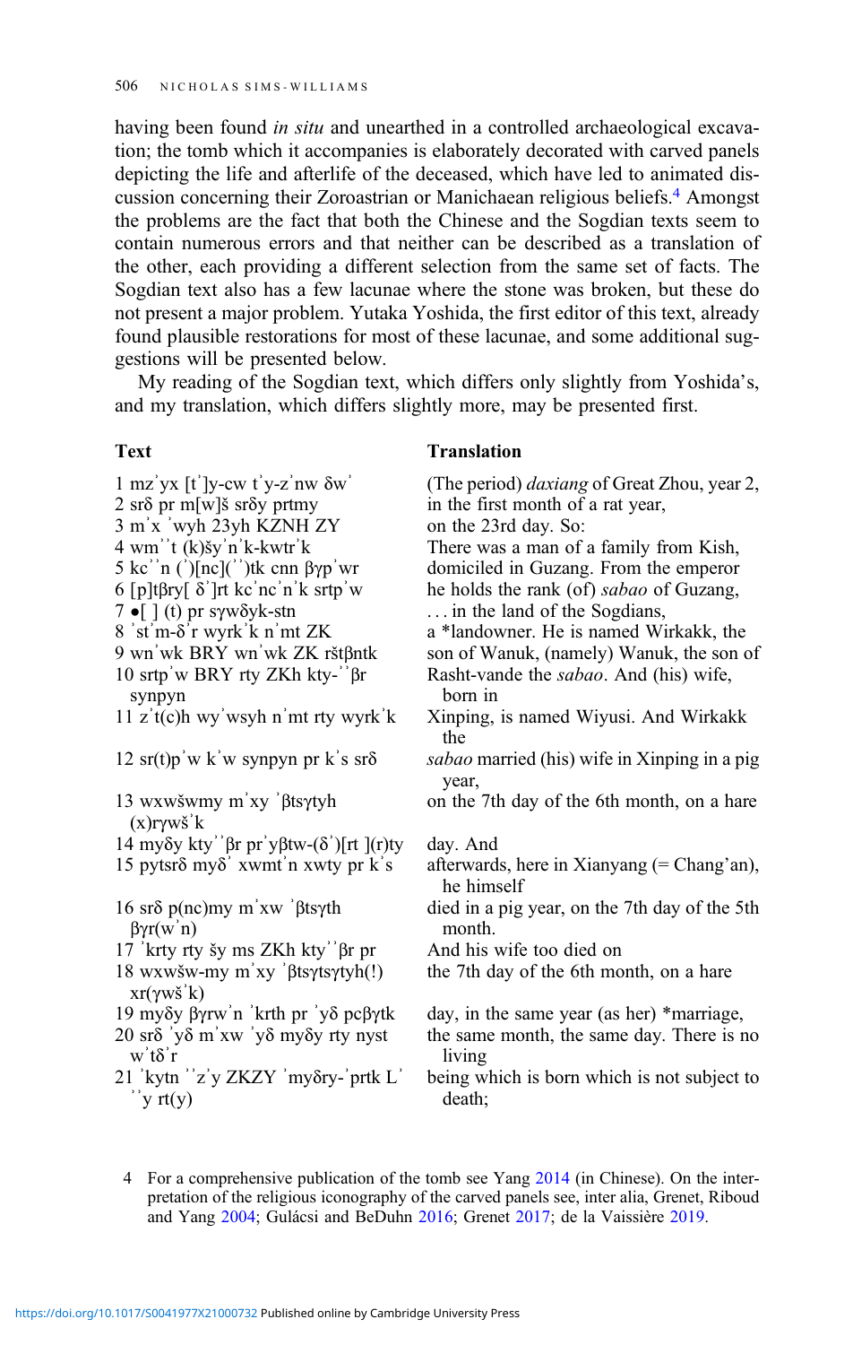having been found *in situ* and unearthed in a controlled archaeological excavation; the tomb which it accompanies is elaborately decorated with carved panels depicting the life and afterlife of the deceased, which have led to animated discussion concerning their Zoroastrian or Manichaean religious beliefs.[4] Amongst the problems are the fact that both the Chinese and the Sogdian texts seem to contain numerous errors and that neither can be described as a translation of the other, each providing a different selection from the same set of facts. The Sogdian text also has a few lacunae where the stone was broken, but these do not present a major problem. Yutaka Yoshida, the first editor of this text, already found plausible restorations for most of these lacunae, and some additional suggestions will be presented below.

My reading of the Sogdian text, which differs only slightly from Yoshida's, and my translation, which differs slightly more, may be presented first.

| Text | Translation |
|---|---|
| 1 mzʾyx [tʾ]y-cw tʾy-zʾnw δwʾ | (The period) *daxiang* of Great Zhou, year 2, |
| 2 srδ pr m[w]š srδy prtmy | in the first month of a rat year, |
| 3 mʾx ʾwyh 23yh KZNH ZY | on the 23rd day. So: |
| 4 wmʾʾt (k)šyʾnʾk-kwtrʾk | There was a man of a family from Kish, |
| 5 kcʾʾn (ʾ)[nc](ʾʾ)tk cnn βγpʾwr | domiciled in Guzang. From the emperor |
| 6 [p]tβry[ δʾ]rt kcʾncʾnʾk srtpʾw | he holds the rank (of) *sabao* of Guzang, |
| 7 •[ ] (t) pr sγwδyk-stn | . . . in the land of the Sogdians, |
| 8 ʾstʾm-δʾr wyrkʾk nʾmt ZK | a *landowner. He is named Wirkakk, the |
| 9 wnʾwk BRY wnʾwk ZK rštβntk | son of Wanuk, (namely) Wanuk, the son of |
| 10 srtpʾw BRY rty ZKh kty-ʾʾβr synpyn | Rasht-vande the *sabao*. And (his) wife, born in |
| 11 zʾt(c)h wyʾwsyh nʾmt rty wyrkʾk | Xinping, is named Wiyusi. And Wirkakk the |
| 12 sr(t)pʾw kʾw synpyn pr kʾs srδ | *sabao* married (his) wife in Xinping in a pig year, |
| 13 wxwšwmy mʾxy ʾβtsγtyh (x)rγwšʾk | on the 7th day of the 6th month, on a hare |
| 14 myδy ktyʾʾβr prʾyβtw-(δʾ)[rt ](r)ty | day. And |
| 15 pytsrδ myδʾ xwmtʾn xwty pr kʾs | afterwards, here in Xianyang (= Chang'an), he himself |
| 16 srδ p(nc)my mʾxw ʾβtsγth βγr(wʾn) | died in a pig year, on the 7th day of the 5th month. |
| 17 ʾkrty rty šy ms ZKh ktyʾʾβr pr | And his wife too died on |
| 18 wxwšw-my mʾxy ʾβtsγtsγtyh(!) xr(γwšʾk) | the 7th day of the 6th month, on a hare |
| 19 myδy βγrwʾn ʾkrth pr ʾyδ pcβγtk | day, in the same year (as her) *marriage, |
| 20 srδ ʾyδ mʾxw ʾyδ myδy rty nyst wʾtδʾr | the same month, the same day. There is no living |
| 21 ʾkytn ʾʾzʾy ZKZY ʾmyδry-ʾprtk Lʾ ʾʾy rt(y) | being which is born which is not subject to death; |

4 For a comprehensive publication of the tomb see Yang 2014 (in Chinese). On the interpretation of the religious iconography of the carved panels see, inter alia, Grenet, Riboud and Yang 2004; Gulácsi and BeDuhn 2016; Grenet 2017; de la Vaissière 2019.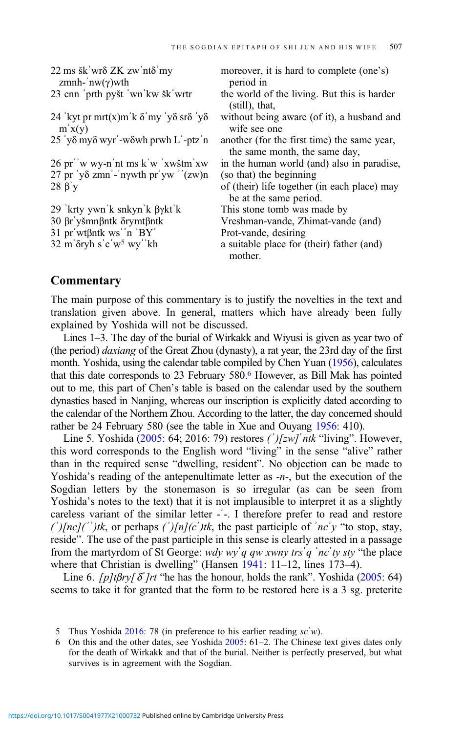| | |
|---|---|
| 22 ms šk'wrδ ZK zw'ntδ'my zmnh-'nw(γ)wth | moreover, it is hard to complete (one's) period in |
| 23 cnn 'prth pyšt 'wn'kw šk'wrtr | the world of the living. But this is harder (still), that, |
| 24 'kyt pr mrt(x)m'k δ'my 'yδ srδ 'yδ m'x(y) | without being aware (of it), a husband and wife see one |
| 25 'yδ myδ wyr'-wδwh prwh L'-ptz'n | another (for the first time) the same year, the same month, the same day, |
| 26 pr''w wy-n'nt ms k'w 'xwštm'xw | in the human world (and) also in paradise, |
| 27 pr 'yδ zmn'-'nγwth pr'yw ''(zw)n | (so that) the beginning |
| 28 β'y | of (their) life together (in each place) may be at the same period. |
| 29 'krty ywn'k snkyn'k βγkt'k | This stone tomb was made by |
| 30 βr'yšmnβntk δrymtβntk | Vreshman-vande, Zhimat-vande (and) |
| 31 pr'wtβntk ws''n 'BY' | Prot-vande, desiring |
| 32 m'δryh s'c'w[5] wy''kh | a suitable place for (their) father (and) mother. |

## Commentary

The main purpose of this commentary is to justify the novelties in the text and translation given above. In general, matters which have already been fully explained by Yoshida will not be discussed.

Lines 1–3. The day of the burial of Wirkakk and Wiyusi is given as year two of (the period) *daxiang* of the Great Zhou (dynasty), a rat year, the 23rd day of the first month. Yoshida, using the calendar table compiled by Chen Yuan (1956), calculates that this date corresponds to 23 February 580.[6] However, as Bill Mak has pointed out to me, this part of Chen's table is based on the calendar used by the southern dynasties based in Nanjing, whereas our inscription is explicitly dated according to the calendar of the Northern Zhou. According to the latter, the day concerned should rather be 24 February 580 (see the table in Xue and Ouyang 1956: 410).

Line 5. Yoshida (2005: 64; 2016: 79) restores *(')[zw]'ntk* "living". However, this word corresponds to the English word "living" in the sense "alive" rather than in the required sense "dwelling, resident". No objection can be made to Yoshida's reading of the antepenultimate letter as *-n-*, but the execution of the Sogdian letters by the stonemason is so irregular (as can be seen from Yoshida's notes to the text) that it is not implausible to interpret it as a slightly careless variant of the similar letter -'-. I therefore prefer to read and restore *(')[nc](")tk*, or perhaps *(')[n](c')tk*, the past participle of *'nc'y* "to stop, stay, reside". The use of the past participle in this sense is clearly attested in a passage from the martyrdom of St George: *wdy wy'q qw xwny trs'q 'nc'ty sty* "the place where that Christian is dwelling" (Hansen 1941: 11–12, lines 173–4).

Line 6. *[p]tβry[δ']rt* "he has the honour, holds the rank". Yoshida (2005: 64) seems to take it for granted that the form to be restored here is a 3 sg. preterite

5 Thus Yoshida 2016: 78 (in preference to his earlier reading *sc'w*).

6 On this and the other dates, see Yoshida 2005: 61–2. The Chinese text gives dates only for the death of Wirkakk and that of the burial. Neither is perfectly preserved, but what survives is in agreement with the Sogdian.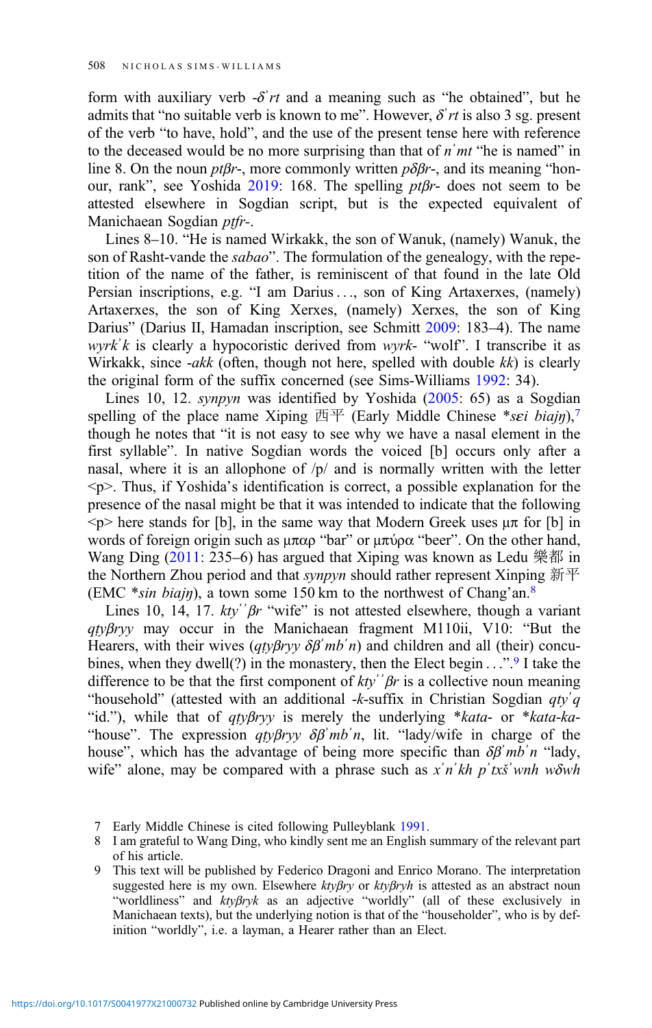form with auxiliary verb -*δ'rt* and a meaning such as "he obtained", but he admits that "no suitable verb is known to me". However, *δ'rt* is also 3 sg. present of the verb "to have, hold", and the use of the present tense here with reference to the deceased would be no more surprising than that of *n'mt* "he is named" in line 8. On the noun *ptβr*-, more commonly written *pδβr*-, and its meaning "honour, rank", see Yoshida 2019: 168. The spelling *ptβr*- does not seem to be attested elsewhere in Sogdian script, but is the expected equivalent of Manichaean Sogdian *ptfr*-.

Lines 8–10. "He is named Wirkakk, the son of Wanuk, (namely) Wanuk, the son of Rasht-vande the *sabao*". The formulation of the genealogy, with the repetition of the name of the father, is reminiscent of that found in the late Old Persian inscriptions, e.g. "I am Darius …, son of King Artaxerxes, (namely) Artaxerxes, the son of King Xerxes, (namely) Xerxes, the son of King Darius" (Darius II, Hamadan inscription, see Schmitt 2009: 183–4). The name *wyrk'k* is clearly a hypocoristic derived from *wyrk*- "wolf". I transcribe it as Wirkakk, since -*akk* (often, though not here, spelled with double *kk*) is clearly the original form of the suffix concerned (see Sims-Williams 1992: 34).

Lines 10, 12. *synpyn* was identified by Yoshida (2005: 65) as a Sogdian spelling of the place name Xiping 西平 (Early Middle Chinese \**sɛi biajŋ*),[7] though he notes that "it is not easy to see why we have a nasal element in the first syllable". In native Sogdian words the voiced [b] occurs only after a nasal, where it is an allophone of /p/ and is normally written with the letter <p>. Thus, if Yoshida's identification is correct, a possible explanation for the presence of the nasal might be that it was intended to indicate that the following <p> here stands for [b], in the same way that Modern Greek uses μπ for [b] in words of foreign origin such as μπαρ "bar" or μπύρα "beer". On the other hand, Wang Ding (2011: 235–6) has argued that Xiping was known as Ledu 樂都 in the Northern Zhou period and that *synpyn* should rather represent Xinping 新平 (EMC \**sin biajŋ*), a town some 150 km to the northwest of Chang'an.[8]

Lines 10, 14, 17. *kty''βr* "wife" is not attested elsewhere, though a variant *qtyβryy* may occur in the Manichaean fragment M110ii, V10: "But the Hearers, with their wives (*qtyβryy δβ'mb'n*) and children and all (their) concubines, when they dwell(?) in the monastery, then the Elect begin …".[9] I take the difference to be that the first component of *kty''βr* is a collective noun meaning "household" (attested with an additional -*k*-suffix in Christian Sogdian *qty'q* "id."), while that of *qtyβryy* is merely the underlying \**kata*- or \**kata-ka*- "house". The expression *qtyβryy δβ'mb'n*, lit. "lady/wife in charge of the house", which has the advantage of being more specific than *δβ'mb'n* "lady, wife" alone, may be compared with a phrase such as *x'n'kh p'txš'wnh wδwh*

7 Early Middle Chinese is cited following Pulleyblank 1991.

8 I am grateful to Wang Ding, who kindly sent me an English summary of the relevant part of his article.

9 This text will be published by Federico Dragoni and Enrico Morano. The interpretation suggested here is my own. Elsewhere *ktyβry* or *ktyβryh* is attested as an abstract noun "worldliness" and *ktyβryk* as an adjective "worldly" (all of these exclusively in Manichaean texts), but the underlying notion is that of the "householder", who is by definition "worldly", i.e. a layman, a Hearer rather than an Elect.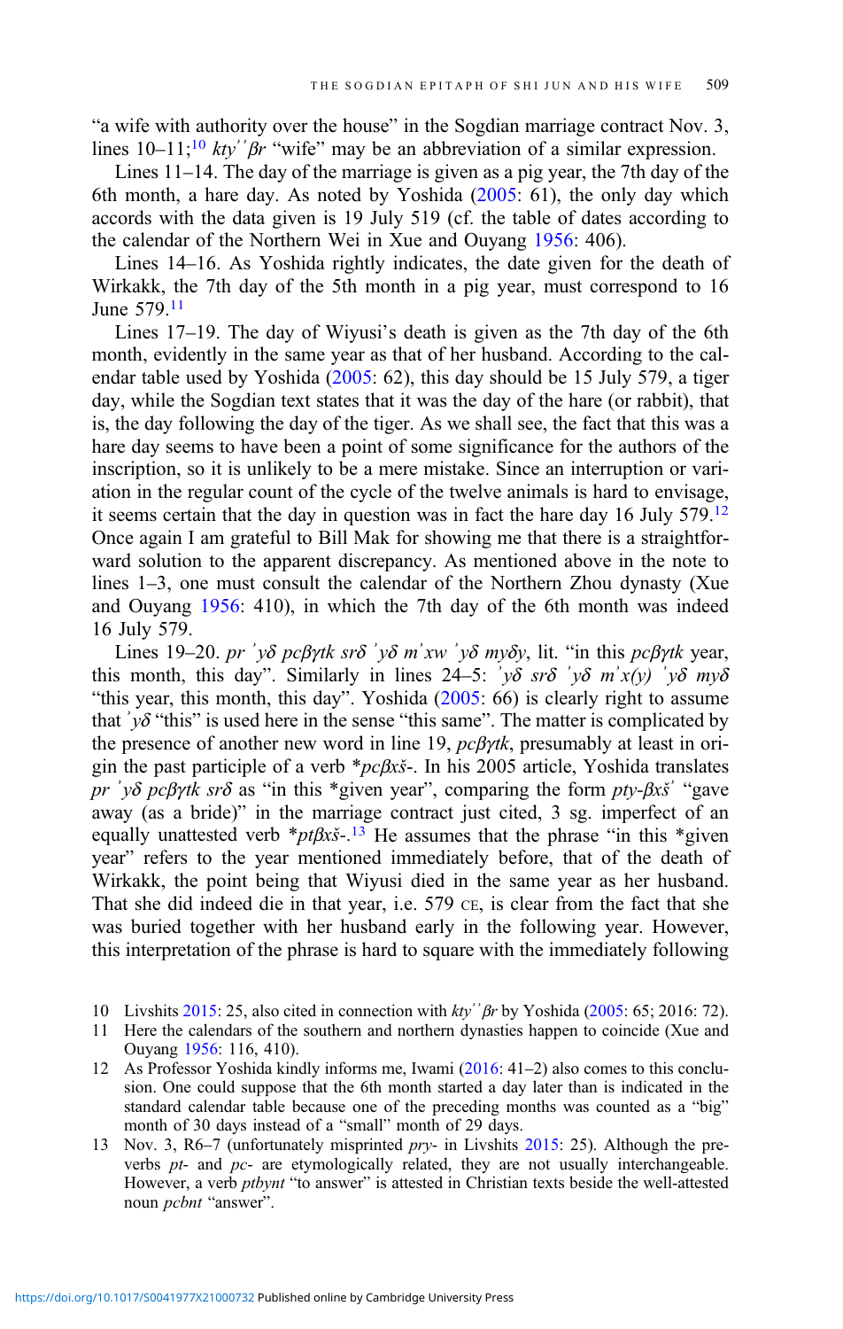"a wife with authority over the house" in the Sogdian marriage contract Nov. 3, lines 10–11;[10] *ktyʾʾβr* "wife" may be an abbreviation of a similar expression.

Lines 11–14. The day of the marriage is given as a pig year, the 7th day of the 6th month, a hare day. As noted by Yoshida (2005: 61), the only day which accords with the data given is 19 July 519 (cf. the table of dates according to the calendar of the Northern Wei in Xue and Ouyang 1956: 406).

Lines 14–16. As Yoshida rightly indicates, the date given for the death of Wirkakk, the 7th day of the 5th month in a pig year, must correspond to 16 June 579.[11]

Lines 17–19. The day of Wiyusi's death is given as the 7th day of the 6th month, evidently in the same year as that of her husband. According to the calendar table used by Yoshida (2005: 62), this day should be 15 July 579, a tiger day, while the Sogdian text states that it was the day of the hare (or rabbit), that is, the day following the day of the tiger. As we shall see, the fact that this was a hare day seems to have been a point of some significance for the authors of the inscription, so it is unlikely to be a mere mistake. Since an interruption or variation in the regular count of the cycle of the twelve animals is hard to envisage, it seems certain that the day in question was in fact the hare day 16 July 579.[12] Once again I am grateful to Bill Mak for showing me that there is a straightforward solution to the apparent discrepancy. As mentioned above in the note to lines 1–3, one must consult the calendar of the Northern Zhou dynasty (Xue and Ouyang 1956: 410), in which the 7th day of the 6th month was indeed 16 July 579.

Lines 19–20. *pr ʾyδ pcβγtk srδ ʾyδ mʾxw ʾyδ myδy*, lit. "in this *pcβγtk* year, this month, this day". Similarly in lines 24–5: *ʾyδ srδ ʾyδ mʾx(y) ʾyδ myδ* "this year, this month, this day". Yoshida (2005: 66) is clearly right to assume that *ʾyδ* "this" is used here in the sense "this same". The matter is complicated by the presence of another new word in line 19, *pcβγtk*, presumably at least in origin the past participle of a verb **pcβxš-*. In his 2005 article, Yoshida translates *pr ʾyδ pcβγtk srδ* as "in this *given year", comparing the form *pty-βxšʾ* "gave away (as a bride)" in the marriage contract just cited, 3 sg. imperfect of an equally unattested verb **ptβxš-*.[13] He assumes that the phrase "in this *given year" refers to the year mentioned immediately before, that of the death of Wirkakk, the point being that Wiyusi died in the same year as her husband. That she did indeed die in that year, i.e. 579 CE, is clear from the fact that she was buried together with her husband early in the following year. However, this interpretation of the phrase is hard to square with the immediately following

10 Livshits 2015: 25, also cited in connection with *ktyʾʾβr* by Yoshida (2005: 65; 2016: 72).

11 Here the calendars of the southern and northern dynasties happen to coincide (Xue and Ouyang 1956: 116, 410).

12 As Professor Yoshida kindly informs me, Iwami (2016: 41–2) also comes to this conclusion. One could suppose that the 6th month started a day later than is indicated in the standard calendar table because one of the preceding months was counted as a "big" month of 30 days instead of a "small" month of 29 days.

13 Nov. 3, R6–7 (unfortunately misprinted *pry-* in Livshits 2015: 25). Although the preverbs *pt-* and *pc-* are etymologically related, they are not usually interchangeable. However, a verb *ptbynt* "to answer" is attested in Christian texts beside the well-attested noun *pcbnt* "answer".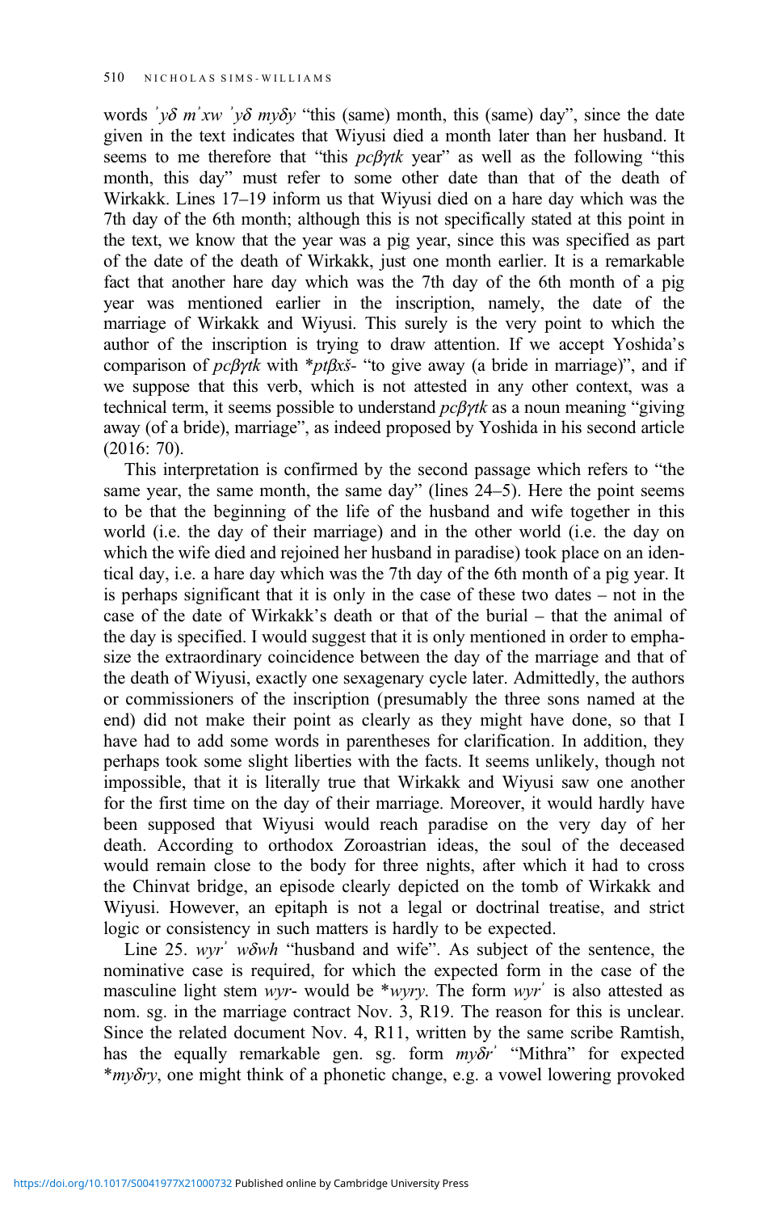words *ʾyδ mʾxw ʾyδ myδy* "this (same) month, this (same) day", since the date given in the text indicates that Wiyusi died a month later than her husband. It seems to me therefore that "this *pcβγtk* year" as well as the following "this month, this day" must refer to some other date than that of the death of Wirkakk. Lines 17–19 inform us that Wiyusi died on a hare day which was the 7th day of the 6th month; although this is not specifically stated at this point in the text, we know that the year was a pig year, since this was specified as part of the date of the death of Wirkakk, just one month earlier. It is a remarkable fact that another hare day which was the 7th day of the 6th month of a pig year was mentioned earlier in the inscription, namely, the date of the marriage of Wirkakk and Wiyusi. This surely is the very point to which the author of the inscription is trying to draw attention. If we accept Yoshida's comparison of *pcβγtk* with \**ptβxš*- "to give away (a bride in marriage)", and if we suppose that this verb, which is not attested in any other context, was a technical term, it seems possible to understand *pcβγtk* as a noun meaning "giving away (of a bride), marriage", as indeed proposed by Yoshida in his second article (2016: 70).

This interpretation is confirmed by the second passage which refers to "the same year, the same month, the same day" (lines 24–5). Here the point seems to be that the beginning of the life of the husband and wife together in this world (i.e. the day of their marriage) and in the other world (i.e. the day on which the wife died and rejoined her husband in paradise) took place on an identical day, i.e. a hare day which was the 7th day of the 6th month of a pig year. It is perhaps significant that it is only in the case of these two dates – not in the case of the date of Wirkakk's death or that of the burial – that the animal of the day is specified. I would suggest that it is only mentioned in order to emphasize the extraordinary coincidence between the day of the marriage and that of the death of Wiyusi, exactly one sexagenary cycle later. Admittedly, the authors or commissioners of the inscription (presumably the three sons named at the end) did not make their point as clearly as they might have done, so that I have had to add some words in parentheses for clarification. In addition, they perhaps took some slight liberties with the facts. It seems unlikely, though not impossible, that it is literally true that Wirkakk and Wiyusi saw one another for the first time on the day of their marriage. Moreover, it would hardly have been supposed that Wiyusi would reach paradise on the very day of her death. According to orthodox Zoroastrian ideas, the soul of the deceased would remain close to the body for three nights, after which it had to cross the Chinvat bridge, an episode clearly depicted on the tomb of Wirkakk and Wiyusi. However, an epitaph is not a legal or doctrinal treatise, and strict logic or consistency in such matters is hardly to be expected.

Line 25. *wyrʾ wδwh* "husband and wife". As subject of the sentence, the nominative case is required, for which the expected form in the case of the masculine light stem *wyr*- would be \**wyry*. The form *wyrʾ* is also attested as nom. sg. in the marriage contract Nov. 3, R19. The reason for this is unclear. Since the related document Nov. 4, R11, written by the same scribe Ramtish, has the equally remarkable gen. sg. form *myδrʾ* "Mithra" for expected \**myδry*, one might think of a phonetic change, e.g. a vowel lowering provoked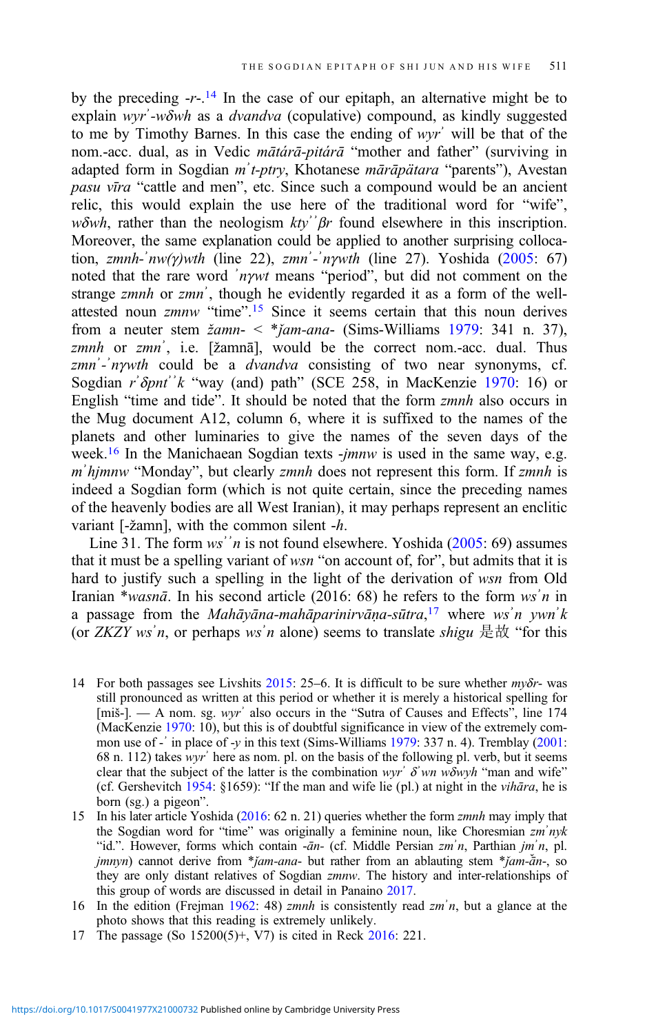by the preceding -*r*-.[14] In the case of our epitaph, an alternative might be to explain *wyrʾ-wδwh* as a *dvandva* (copulative) compound, as kindly suggested to me by Timothy Barnes. In this case the ending of *wyrʾ* will be that of the nom.-acc. dual, as in Vedic *mātárā-pitárā* "mother and father" (surviving in adapted form in Sogdian *mʾt-ptry*, Khotanese *mārāpätara* "parents"), Avestan *pasu vīra* "cattle and men", etc. Since such a compound would be an ancient relic, this would explain the use here of the traditional word for "wife", *wδwh*, rather than the neologism *ktyʾʾβr* found elsewhere in this inscription. Moreover, the same explanation could be applied to another surprising collocation, *zmnh-ʾnw(γ)wth* (line 22), *zmnʾ-ʾnγwth* (line 27). Yoshida (2005: 67) noted that the rare word *ʾnγwt* means "period", but did not comment on the strange *zmnh* or *zmnʾ*, though he evidently regarded it as a form of the well-attested noun *zmnw* "time".[15] Since it seems certain that this noun derives from a neuter stem *žamn-* < \**ǰam-ana-* (Sims-Williams 1979: 341 n. 37), *zmnh* or *zmnʾ*, i.e. [žamnā], would be the correct nom.-acc. dual. Thus *zmnʾ-ʾnγwth* could be a *dvandva* consisting of two near synonyms, cf. Sogdian *rʾδpntʾʾk* "way (and) path" (SCE 258, in MacKenzie 1970: 16) or English "time and tide". It should be noted that the form *zmnh* also occurs in the Mug document A12, column 6, where it is suffixed to the names of the planets and other luminaries to give the names of the seven days of the week.[16] In the Manichaean Sogdian texts -*jmnw* is used in the same way, e.g. *mʾhjmnw* "Monday", but clearly *zmnh* does not represent this form. If *zmnh* is indeed a Sogdian form (which is not quite certain, since the preceding names of the heavenly bodies are all West Iranian), it may perhaps represent an enclitic variant [-žamn], with the common silent -*h*.

Line 31. The form *wsʾʾn* is not found elsewhere. Yoshida (2005: 69) assumes that it must be a spelling variant of *wsn* "on account of, for", but admits that it is hard to justify such a spelling in the light of the derivation of *wsn* from Old Iranian \**wasnā*. In his second article (2016: 68) he refers to the form *wsʾn* in a passage from the *Mahāyāna-mahāparinirvāṇa-sūtra*,[17] where *wsʾn ywnʾk* (or *ZKZY wsʾn*, or perhaps *wsʾn* alone) seems to translate *shigu* 是故 "for this

---

14 For both passages see Livshits 2015: 25–6. It is difficult to be sure whether *myδr-* was still pronounced as written at this period or whether it is merely a historical spelling for [miš-]. — A nom. sg. *wyrʾ* also occurs in the "Sutra of Causes and Effects", line 174 (MacKenzie 1970: 10), but this is of doubtful significance in view of the extremely common use of -*ʾ* in place of -*y* in this text (Sims-Williams 1979: 337 n. 4). Tremblay (2001: 68 n. 112) takes *wyrʾ* here as nom. pl. on the basis of the following pl. verb, but it seems clear that the subject of the latter is the combination *wyrʾ δʾwn wδwyh* "man and wife" (cf. Gershevitch 1954: §1659): "If the man and wife lie (pl.) at night in the *vihāra*, he is born (sg.) a pigeon".

15 In his later article Yoshida (2016: 62 n. 21) queries whether the form *zmnh* may imply that the Sogdian word for "time" was originally a feminine noun, like Choresmian *zmʾnyk* "id.". However, forms which contain -*ān*- (cf. Middle Persian *zmʾn*, Parthian *jmʾn*, pl. *jmnyn*) cannot derive from \**ǰam-ana-* but rather from an ablauting stem \**ǰam-ăn-*, so they are only distant relatives of Sogdian *zmnw*. The history and inter-relationships of this group of words are discussed in detail in Panaino 2017.

16 In the edition (Frejman 1962: 48) *zmnh* is consistently read *zmʾn*, but a glance at the photo shows that this reading is extremely unlikely.

17 The passage (So 15200(5)+, V7) is cited in Reck 2016: 221.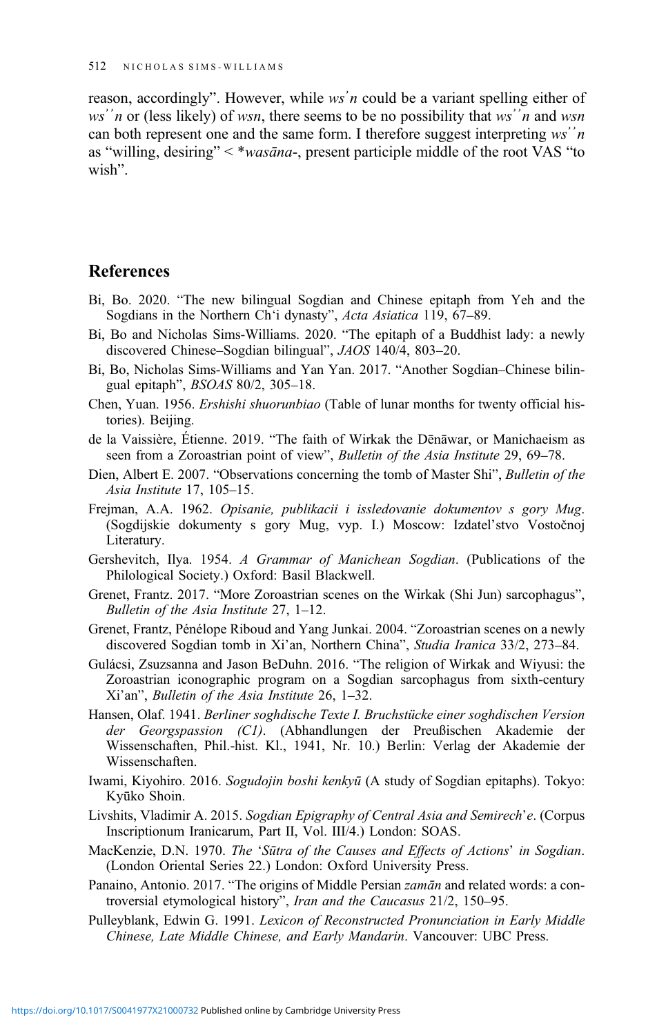reason, accordingly". However, while *ws'n* could be a variant spelling either of *ws''n* or (less likely) of *wsn*, there seems to be no possibility that *ws''n* and *wsn* can both represent one and the same form. I therefore suggest interpreting *ws''n* as "willing, desiring" < *\*wasāna-*, present participle middle of the root VAS "to wish".

## References

Bi, Bo. 2020. "The new bilingual Sogdian and Chinese epitaph from Yeh and the Sogdians in the Northern Ch'i dynasty", *Acta Asiatica* 119, 67–89.

Bi, Bo and Nicholas Sims-Williams. 2020. "The epitaph of a Buddhist lady: a newly discovered Chinese–Sogdian bilingual", *JAOS* 140/4, 803–20.

Bi, Bo, Nicholas Sims-Williams and Yan Yan. 2017. "Another Sogdian–Chinese bilingual epitaph", *BSOAS* 80/2, 305–18.

Chen, Yuan. 1956. *Ershishi shuorunbiao* (Table of lunar months for twenty official histories). Beijing.

de la Vaissière, Étienne. 2019. "The faith of Wirkak the Dēnāwar, or Manichaeism as seen from a Zoroastrian point of view", *Bulletin of the Asia Institute* 29, 69–78.

Dien, Albert E. 2007. "Observations concerning the tomb of Master Shi", *Bulletin of the Asia Institute* 17, 105–15.

Frejman, A.A. 1962. *Opisanie, publikacii i issledovanie dokumentov s gory Mug*. (Sogdijskie dokumenty s gory Mug, vyp. I.) Moscow: Izdatel'stvo Vostočnoj Literatury.

Gershevitch, Ilya. 1954. *A Grammar of Manichean Sogdian*. (Publications of the Philological Society.) Oxford: Basil Blackwell.

Grenet, Frantz. 2017. "More Zoroastrian scenes on the Wirkak (Shi Jun) sarcophagus", *Bulletin of the Asia Institute* 27, 1–12.

Grenet, Frantz, Pénélope Riboud and Yang Junkai. 2004. "Zoroastrian scenes on a newly discovered Sogdian tomb in Xi'an, Northern China", *Studia Iranica* 33/2, 273–84.

Gulácsi, Zsuzsanna and Jason BeDuhn. 2016. "The religion of Wirkak and Wiyusi: the Zoroastrian iconographic program on a Sogdian sarcophagus from sixth-century Xi'an", *Bulletin of the Asia Institute* 26, 1–32.

Hansen, Olaf. 1941. *Berliner soghdische Texte I. Bruchstücke einer soghdischen Version der Georgspassion (C1)*. (Abhandlungen der Preußischen Akademie der Wissenschaften, Phil.-hist. Kl., 1941, Nr. 10.) Berlin: Verlag der Akademie der Wissenschaften.

Iwami, Kiyohiro. 2016. *Sogudojin boshi kenkyū* (A study of Sogdian epitaphs). Tokyo: Kyūko Shoin.

Livshits, Vladimir A. 2015. *Sogdian Epigraphy of Central Asia and Semirech'e*. (Corpus Inscriptionum Iranicarum, Part II, Vol. III/4.) London: SOAS.

MacKenzie, D.N. 1970. *The 'Sūtra of the Causes and Effects of Actions' in Sogdian*. (London Oriental Series 22.) London: Oxford University Press.

Panaino, Antonio. 2017. "The origins of Middle Persian *zamān* and related words: a controversial etymological history", *Iran and the Caucasus* 21/2, 150–95.

Pulleyblank, Edwin G. 1991. *Lexicon of Reconstructed Pronunciation in Early Middle Chinese, Late Middle Chinese, and Early Mandarin*. Vancouver: UBC Press.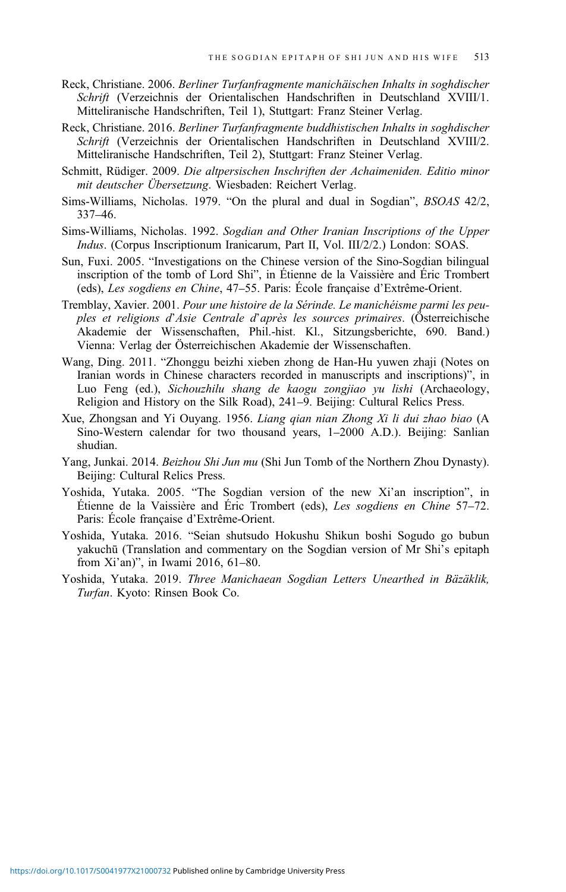Reck, Christiane. 2006. *Berliner Turfanfragmente manichäischen Inhalts in soghdischer Schrift* (Verzeichnis der Orientalischen Handschriften in Deutschland XVIII/1. Mitteliranische Handschriften, Teil 1), Stuttgart: Franz Steiner Verlag.

Reck, Christiane. 2016. *Berliner Turfanfragmente buddhistischen Inhalts in soghdischer Schrift* (Verzeichnis der Orientalischen Handschriften in Deutschland XVIII/2. Mitteliranische Handschriften, Teil 2), Stuttgart: Franz Steiner Verlag.

Schmitt, Rüdiger. 2009. *Die altpersischen Inschriften der Achaimeniden. Editio minor mit deutscher Übersetzung*. Wiesbaden: Reichert Verlag.

Sims-Williams, Nicholas. 1979. "On the plural and dual in Sogdian", *BSOAS* 42/2, 337–46.

Sims-Williams, Nicholas. 1992. *Sogdian and Other Iranian Inscriptions of the Upper Indus*. (Corpus Inscriptionum Iranicarum, Part II, Vol. III/2/2.) London: SOAS.

Sun, Fuxi. 2005. "Investigations on the Chinese version of the Sino-Sogdian bilingual inscription of the tomb of Lord Shi", in Étienne de la Vaissière and Éric Trombert (eds), *Les sogdiens en Chine*, 47–55. Paris: École française d'Extrême-Orient.

Tremblay, Xavier. 2001. *Pour une histoire de la Sérinde. Le manichéisme parmi les peuples et religions d'Asie Centrale d'après les sources primaires*. (Österreichische Akademie der Wissenschaften, Phil.-hist. Kl., Sitzungsberichte, 690. Band.) Vienna: Verlag der Österreichischen Akademie der Wissenschaften.

Wang, Ding. 2011. "Zhonggu beizhi xieben zhong de Han-Hu yuwen zhaji (Notes on Iranian words in Chinese characters recorded in manuscripts and inscriptions)", in Luo Feng (ed.), *Sichouzhilu shang de kaogu zongjiao yu lishi* (Archaeology, Religion and History on the Silk Road), 241–9. Beijing: Cultural Relics Press.

Xue, Zhongsan and Yi Ouyang. 1956. *Liang qian nian Zhong Xi li dui zhao biao* (A Sino-Western calendar for two thousand years, 1–2000 A.D.). Beijing: Sanlian shudian.

Yang, Junkai. 2014. *Beizhou Shi Jun mu* (Shi Jun Tomb of the Northern Zhou Dynasty). Beijing: Cultural Relics Press.

Yoshida, Yutaka. 2005. "The Sogdian version of the new Xi'an inscription", in Étienne de la Vaissière and Éric Trombert (eds), *Les sogdiens en Chine* 57–72. Paris: École française d'Extrême-Orient.

Yoshida, Yutaka. 2016. "Seian shutsudo Hokushu Shikun boshi Sogudo go bubun yakuchū (Translation and commentary on the Sogdian version of Mr Shi's epitaph from Xi'an)", in Iwami 2016, 61–80.

Yoshida, Yutaka. 2019. *Three Manichaean Sogdian Letters Unearthed in Bäzäklik, Turfan*. Kyoto: Rinsen Book Co.